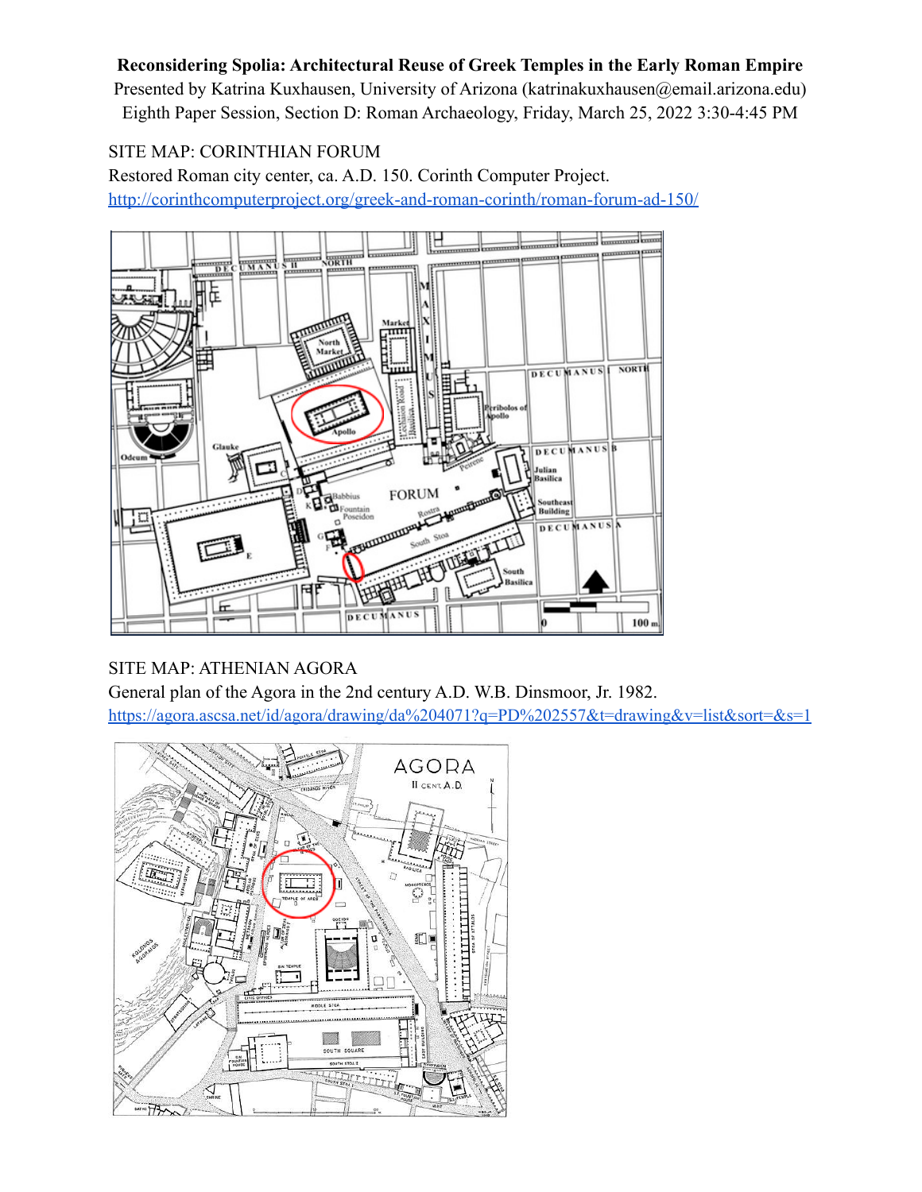**Reconsidering Spolia: Architectural Reuse of Greek Temples in the Early Roman Empire**

Presented by Katrina Kuxhausen, University of Arizona (katrinakuxhausen@email.arizona.edu)

Eighth Paper Session, Section D: Roman Archaeology, Friday, March 25, 2022 3:30-4:45 PM

SITE MAP: CORINTHIAN FORUM

Restored Roman city center, ca. A.D. 150. Corinth Computer Project.

[http://corinthcomputerproject.org/greek-and-roman-corinth/roman-forum-ad-150/](http://corinthcomputerproject.org/greek-and-roman-corinth/roman-forum-ad-150/)

SITE MAP: ATHENIAN AGORA

General plan of the Agora in the 2nd century A.D. W.B. Dinsmoor, Jr. 1982.

[https://agora.ascsa.net/id/agora/drawing/da%204071?q=PD%202557&t=drawing&v=list&sort=&s=1](https://agora.ascsa.net/id/agora/drawing/da%204071?q=PD%202557&t=drawing&v=list&sort=&s=1)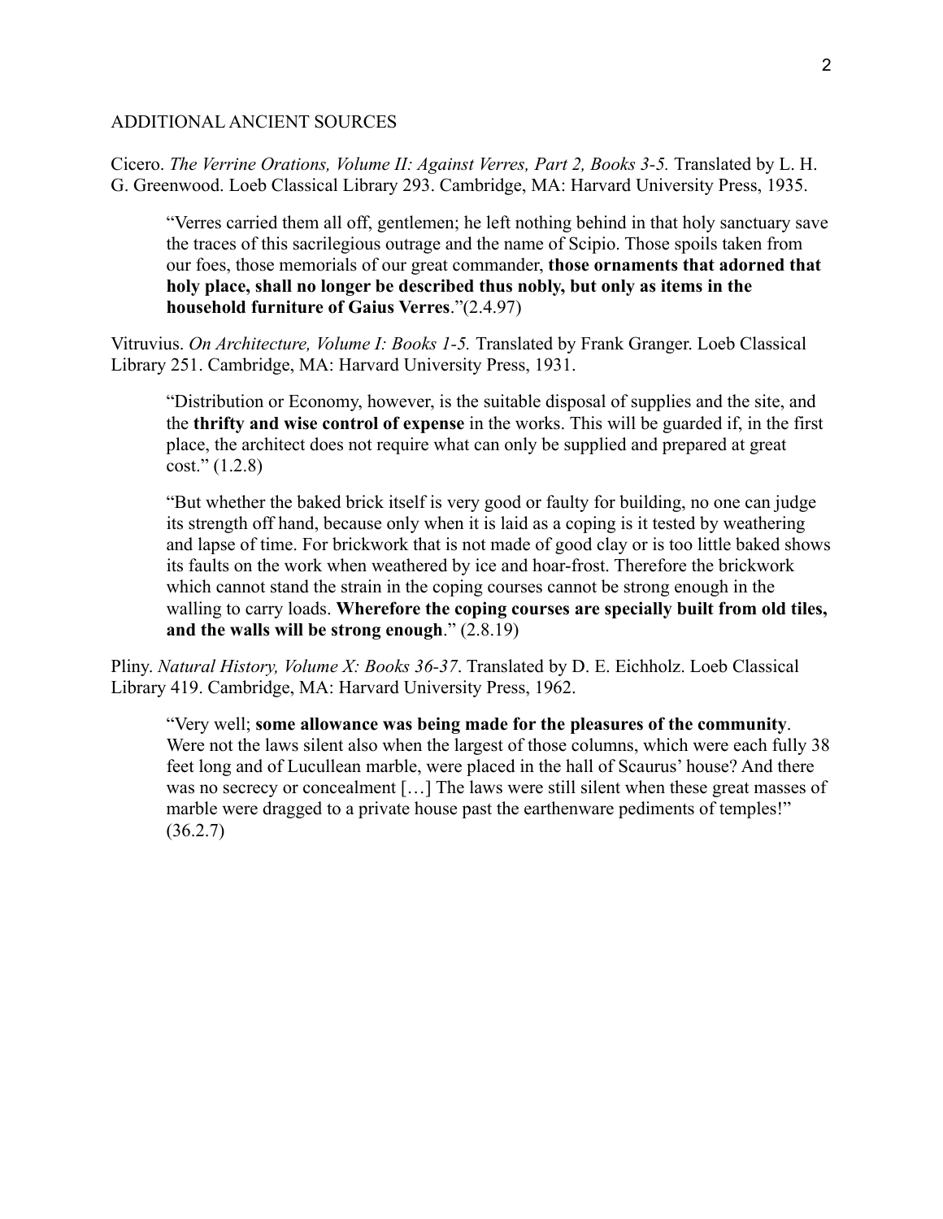ADDITIONAL ANCIENT SOURCES

Cicero. *The Verrine Orations, Volume II: Against Verres, Part 2, Books 3-5.* Translated by L. H. G. Greenwood. Loeb Classical Library 293. Cambridge, MA: Harvard University Press, 1935.

> "Verres carried them all off, gentlemen; he left nothing behind in that holy sanctuary save the traces of this sacrilegious outrage and the name of Scipio. Those spoils taken from our foes, those memorials of our great commander, **those ornaments that adorned that holy place, shall no longer be described thus nobly, but only as items in the household furniture of Gaius Verres**."(2.4.97)

Vitruvius. *On Architecture, Volume I: Books 1-5.* Translated by Frank Granger. Loeb Classical Library 251. Cambridge, MA: Harvard University Press, 1931.

> "Distribution or Economy, however, is the suitable disposal of supplies and the site, and the **thrifty and wise control of expense** in the works. This will be guarded if, in the first place, the architect does not require what can only be supplied and prepared at great cost." (1.2.8)

> "But whether the baked brick itself is very good or faulty for building, no one can judge its strength off hand, because only when it is laid as a coping is it tested by weathering and lapse of time. For brickwork that is not made of good clay or is too little baked shows its faults on the work when weathered by ice and hoar-frost. Therefore the brickwork which cannot stand the strain in the coping courses cannot be strong enough in the walling to carry loads. **Wherefore the coping courses are specially built from old tiles, and the walls will be strong enough**." (2.8.19)

Pliny. *Natural History, Volume X: Books 36-37*. Translated by D. E. Eichholz. Loeb Classical Library 419. Cambridge, MA: Harvard University Press, 1962.

> "Very well; **some allowance was being made for the pleasures of the community**. Were not the laws silent also when the largest of those columns, which were each fully 38 feet long and of Lucullean marble, were placed in the hall of Scaurus' house? And there was no secrecy or concealment […] The laws were still silent when these great masses of marble were dragged to a private house past the earthenware pediments of temples!" (36.2.7)